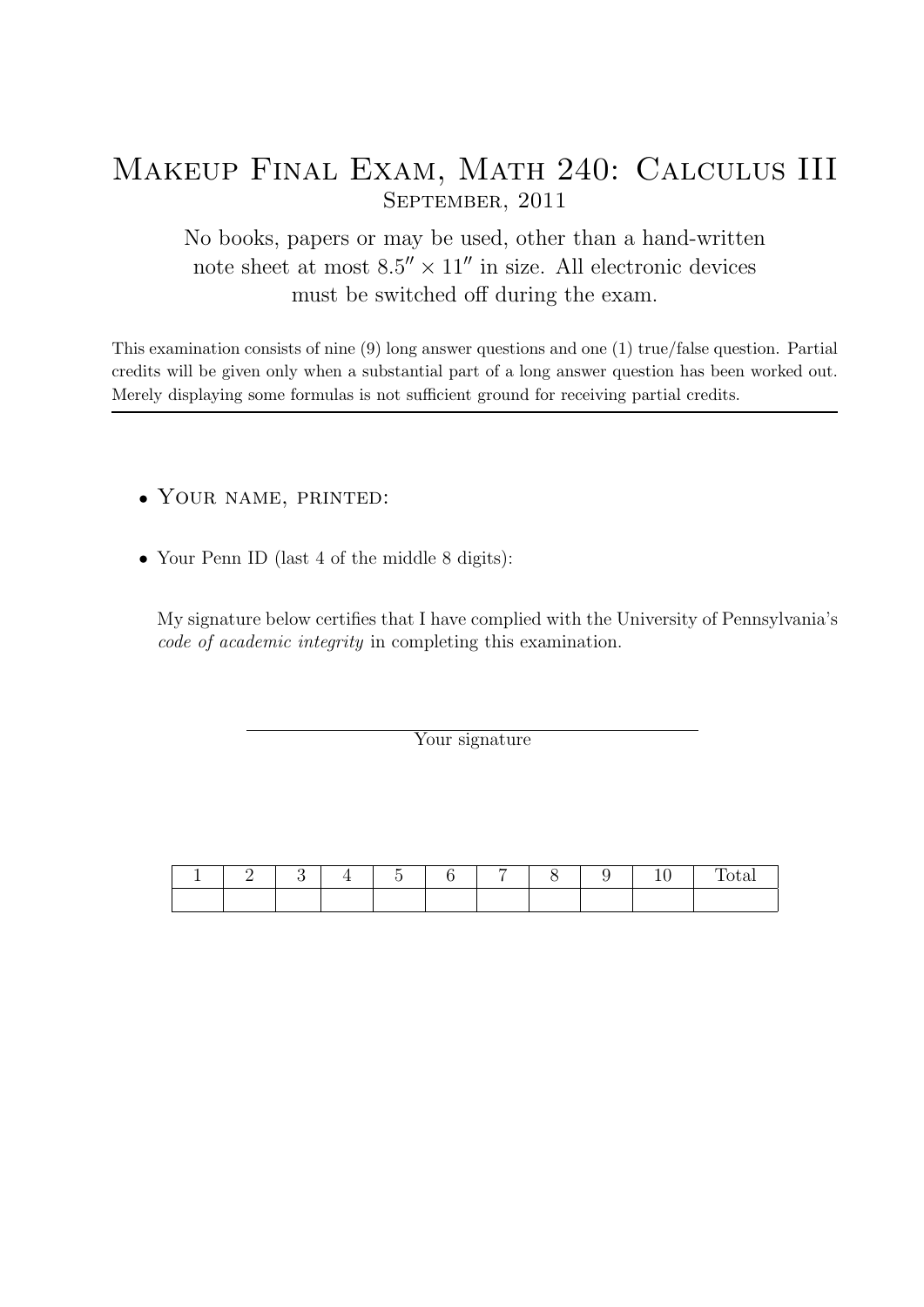# Makeup Final Exam, Math 240: Calculus III

## September, 2011

No books, papers or may be used, other than a hand-written note sheet at most $8.5'' \times 11''$ in size. All electronic devices must be switched off during the exam.

This examination consists of nine (9) long answer questions and one (1) true/false question. Partial credits will be given only when a substantial part of a long answer question has been worked out. Merely displaying some formulas is not sufficient ground for receiving partial credits.

---

- Your name, printed:
- Your Penn ID (last 4 of the middle 8 digits):

My signature below certifies that I have complied with the University of Pennsylvania's *code of academic integrity* in completing this examination.

\_\_\_\_\_\_\_\_\_\_\_\_\_\_\_\_\_\_\_\_\_\_\_\_\_\_\_\_\_\_\_\_\_\_\_\_\_\_\_\_

Your signature

| 1 | 2 | 3 | 4 | 5 | 6 | 7 | 8 | 9 | 10 | Total |
|---|---|---|---|---|---|---|---|---|---|---|
| | | | | | | | | | | |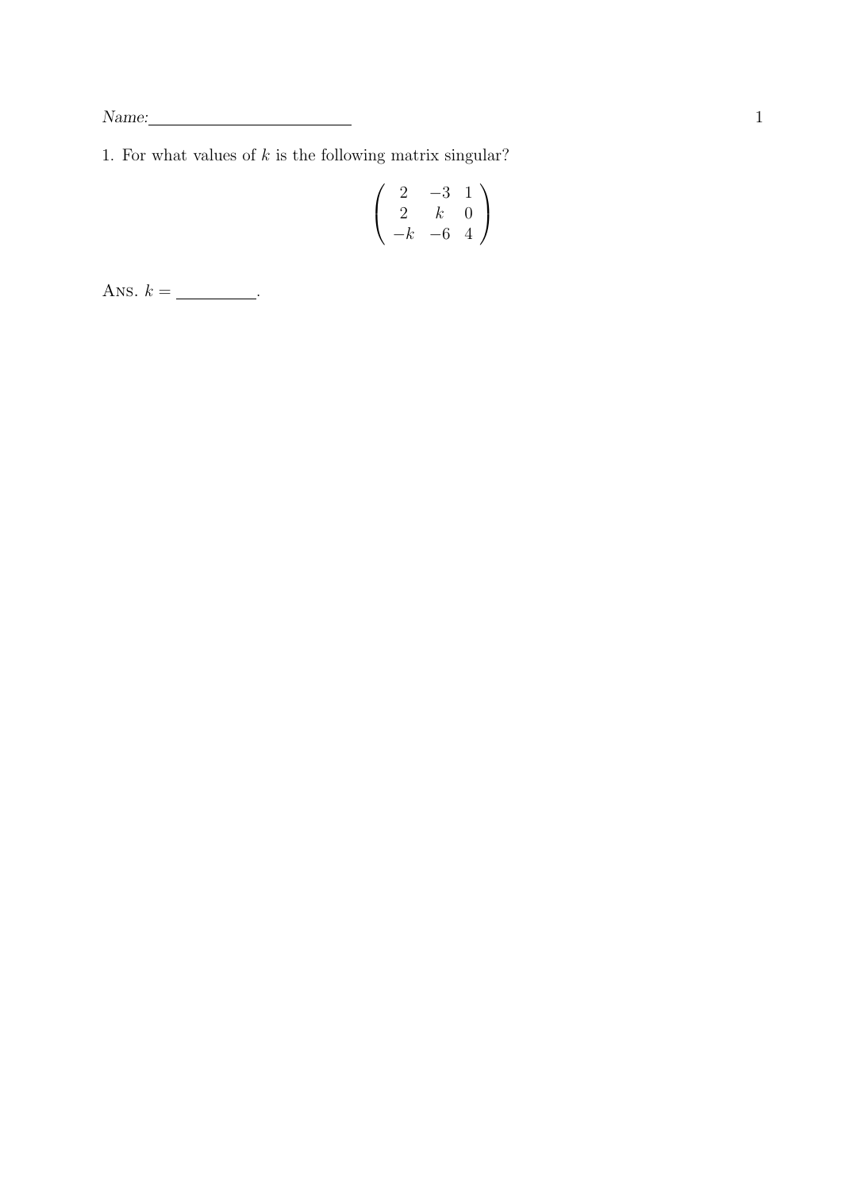Name: ______________________

1. For what values of $k$ is the following matrix singular?

$$\begin{pmatrix} 2 & -3 & 1 \\ 2 & k & 0 \\ -k & -6 & 4 \end{pmatrix}$$

ANS. $k =$ __________.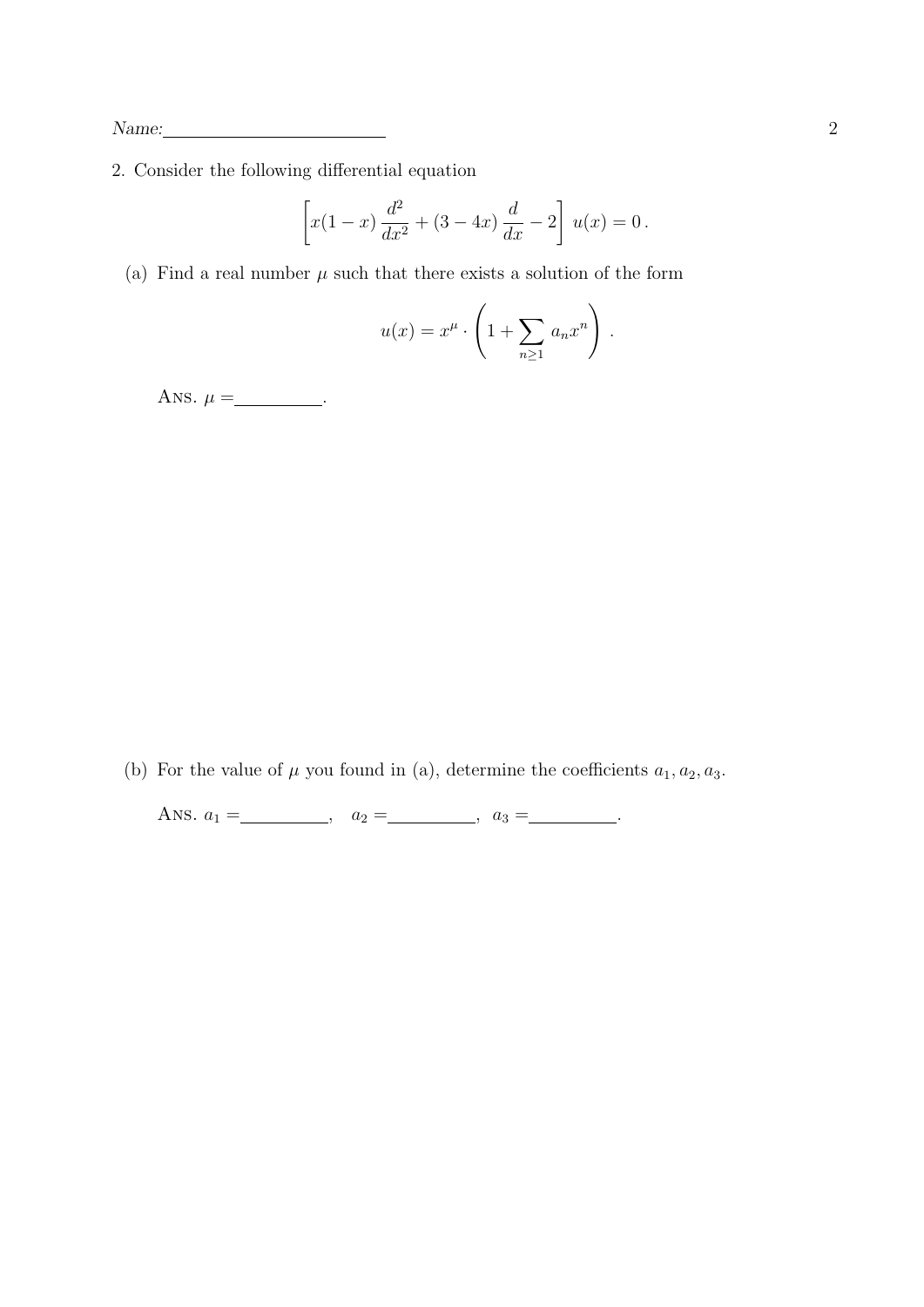Name: \_\_\_\_\_\_\_\_\_\_\_\_\_\_\_\_\_\_\_\_

2. Consider the following differential equation

$$\left[ x(1-x)\,\frac{d^2}{dx^2} + (3-4x)\,\frac{d}{dx} - 2 \right]\, u(x) = 0\,.$$

(a) Find a real number $\mu$ such that there exists a solution of the form

$$u(x) = x^{\mu} \cdot \left( 1 + \sum_{n \geq 1} a_n x^n \right)\,.$$

ANS. $\mu =$ \_\_\_\_\_\_\_\_\_\_.

(b) For the value of $\mu$ you found in (a), determine the coefficients $a_1, a_2, a_3$.

ANS. $a_1 =$ \_\_\_\_\_\_\_\_\_\_, $a_2 =$ \_\_\_\_\_\_\_\_\_\_, $a_3 =$ \_\_\_\_\_\_\_\_\_\_.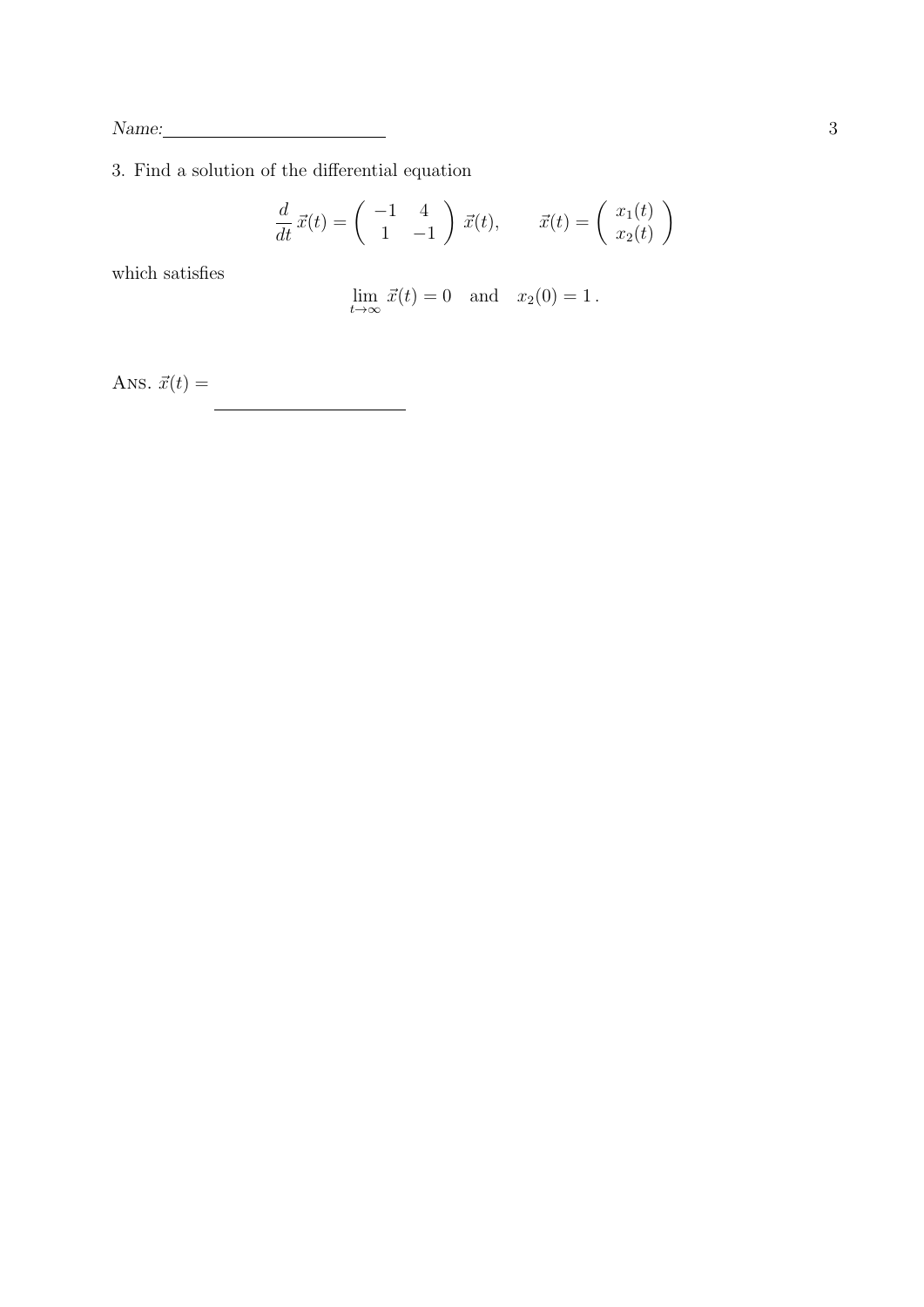Name:

3. Find a solution of the differential equation

$$\frac{d}{dt}\,\vec{x}(t) = \begin{pmatrix} -1 & 4 \\ 1 & -1 \end{pmatrix} \vec{x}(t), \qquad \vec{x}(t) = \begin{pmatrix} x_1(t) \\ x_2(t) \end{pmatrix}$$

which satisfies

$$\lim_{t\to\infty} \vec{x}(t) = 0 \quad \text{and} \quad x_2(0) = 1\,.$$

ANS. $\vec{x}(t) =$ \_\_\_\_\_\_\_\_\_\_\_\_\_\_\_\_\_\_\_\_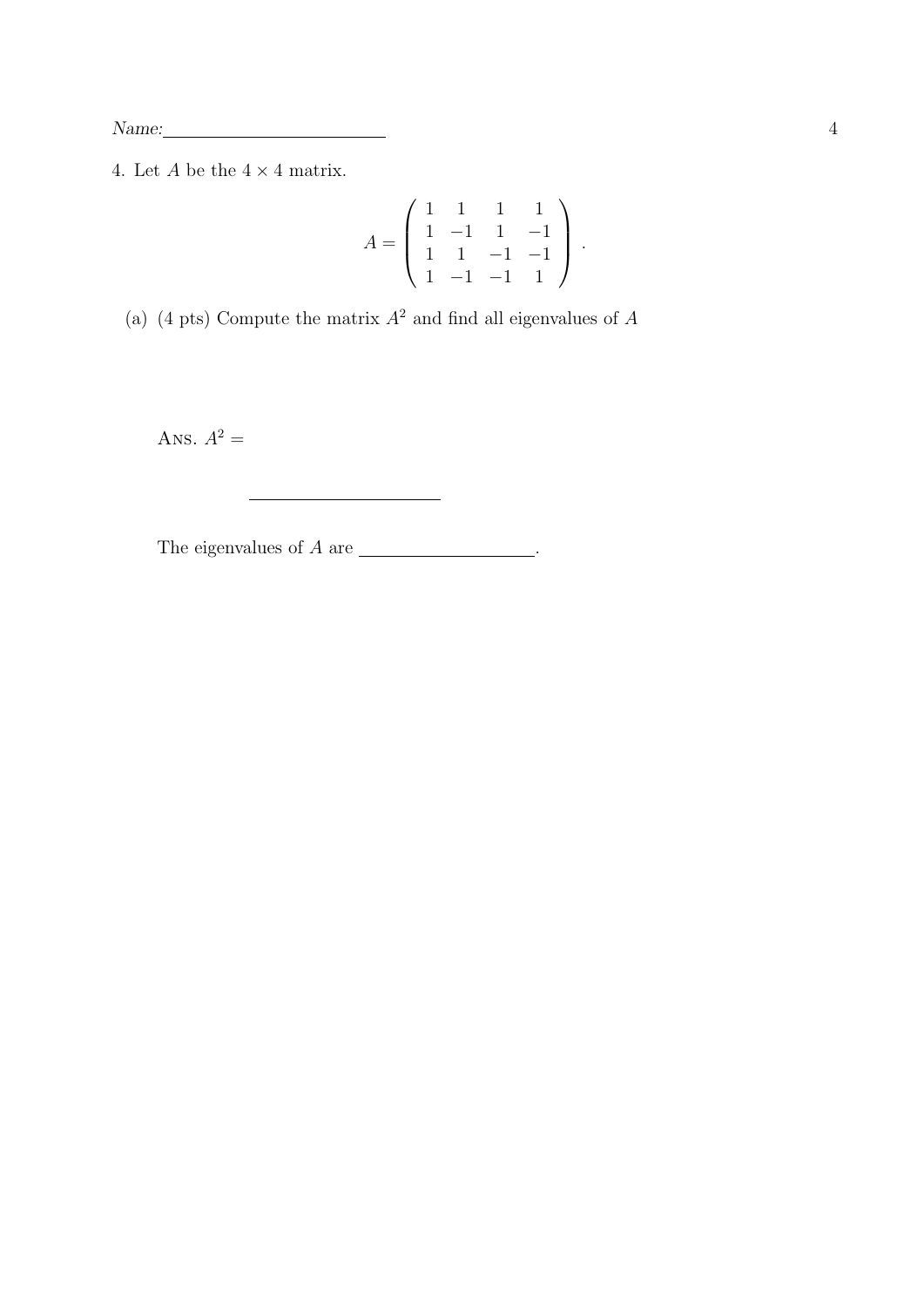Name: \_\_\_\_\_\_\_\_\_\_\_\_\_\_\_\_\_\_\_\_\_\_\_\_

4. Let $A$ be the $4 \times 4$ matrix.

$$A = \begin{pmatrix} 1 & 1 & 1 & 1 \\ 1 & -1 & 1 & -1 \\ 1 & 1 & -1 & -1 \\ 1 & -1 & -1 & 1 \end{pmatrix}.$$

(a) (4 pts) Compute the matrix $A^2$ and find all eigenvalues of $A$

ANS. $A^2 =$

\_\_\_\_\_\_\_\_\_\_\_\_\_\_\_\_\_\_\_\_\_\_

The eigenvalues of $A$ are \_\_\_\_\_\_\_\_\_\_\_\_\_\_\_\_\_\_\_\_.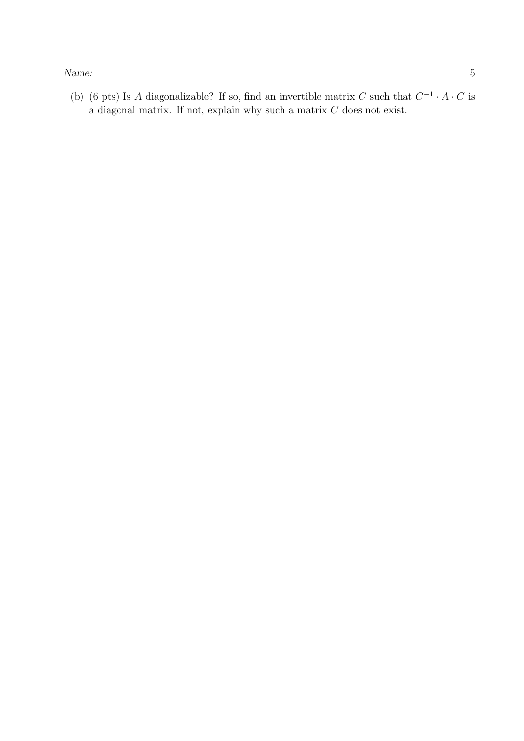(b) (6 pts) Is $A$ diagonalizable? If so, find an invertible matrix $C$ such that $C^{-1} \cdot A \cdot C$ is a diagonal matrix. If not, explain why such a matrix $C$ does not exist.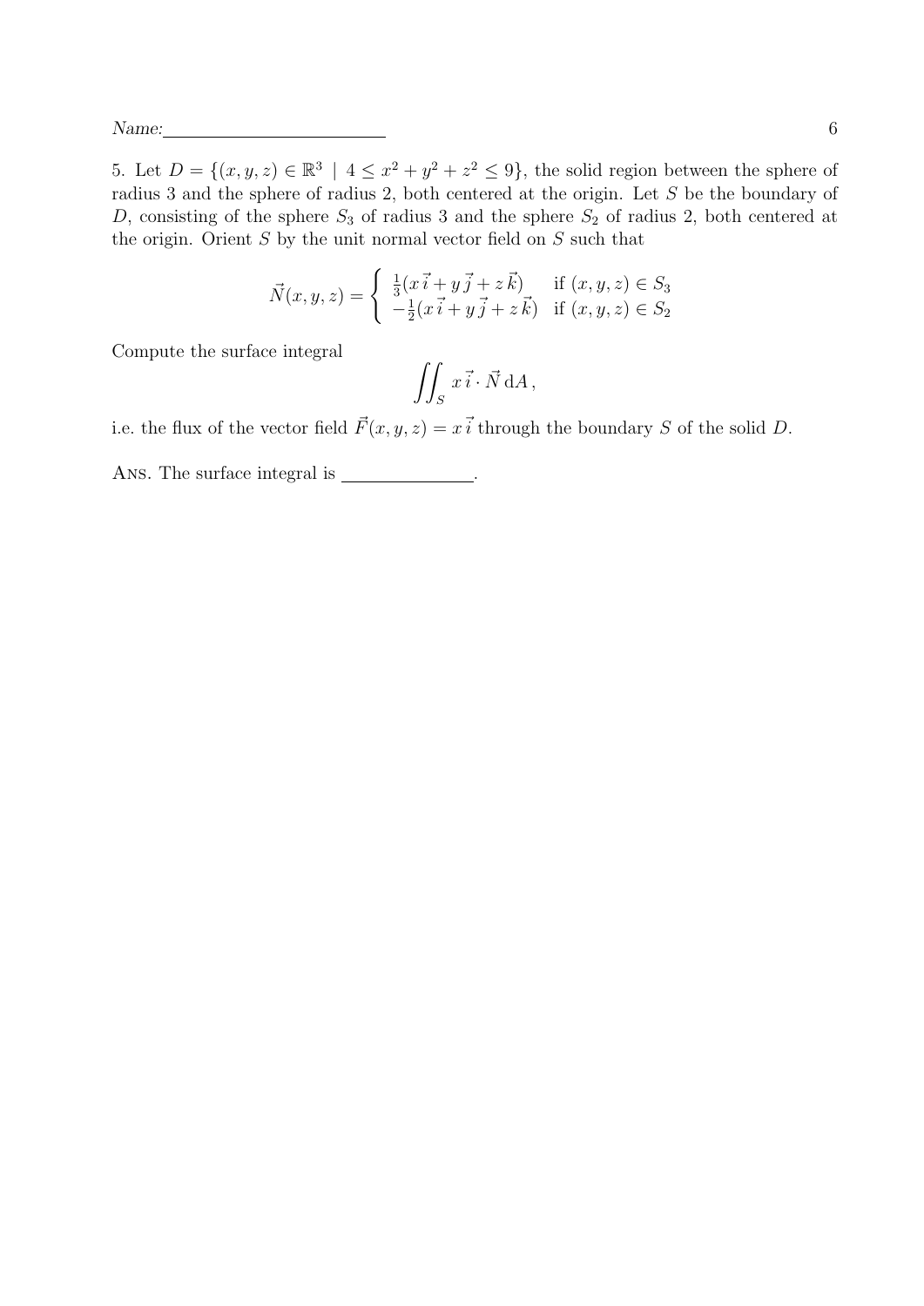Name:________________________

5. Let $D = \{(x, y, z) \in \mathbb{R}^3 \mid 4 \leq x^2 + y^2 + z^2 \leq 9\}$, the solid region between the sphere of radius 3 and the sphere of radius 2, both centered at the origin. Let $S$ be the boundary of $D$, consisting of the sphere $S_3$ of radius 3 and the sphere $S_2$ of radius 2, both centered at the origin. Orient $S$ by the unit normal vector field on $S$ such that

$$\vec{N}(x, y, z) = \begin{cases} \frac{1}{3}(x\,\vec{i} + y\,\vec{j} + z\,\vec{k}) & \text{if } (x, y, z) \in S_3 \\ -\frac{1}{2}(x\,\vec{i} + y\,\vec{j} + z\,\vec{k}) & \text{if } (x, y, z) \in S_2 \end{cases}$$

Compute the surface integral

$$\iint_S x\,\vec{i} \cdot \vec{N}\,\mathrm{d}A\,,$$

i.e. the flux of the vector field $\vec{F}(x, y, z) = x\,\vec{i}$ through the boundary $S$ of the solid $D$.

ANS. The surface integral is ______________.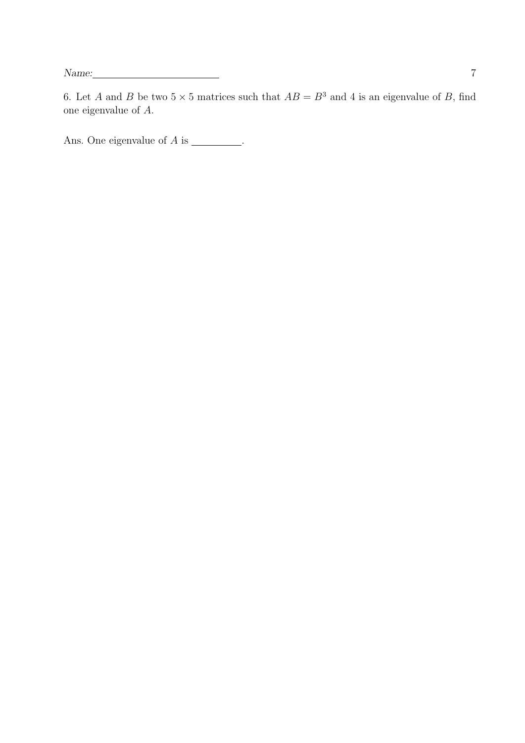Name: \_\_\_\_\_\_\_\_\_\_\_\_\_\_\_\_\_\_\_\_\_\_

6. Let $A$ and $B$ be two $5 \times 5$ matrices such that $AB = B^3$ and 4 is an eigenvalue of $B$, find one eigenvalue of $A$.

Ans. One eigenvalue of $A$ is \_\_\_\_\_\_\_\_\_\_.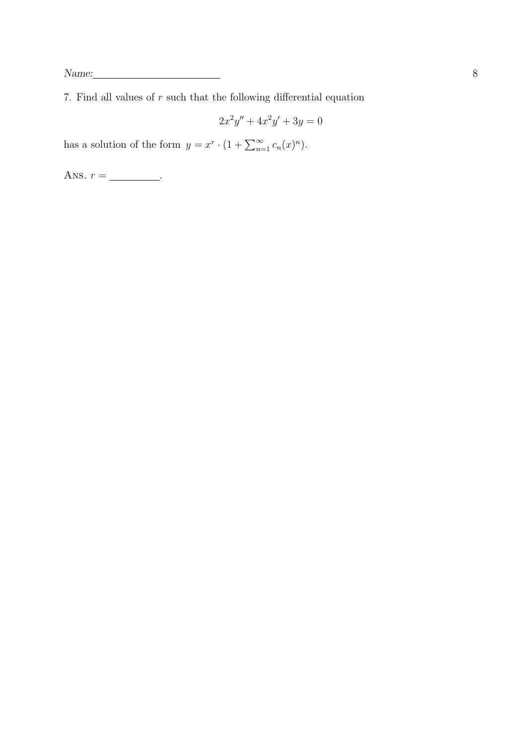Name:

7. Find all values of $r$ such that the following differential equation

$$2x^2y'' + 4x^2y' + 3y = 0$$

has a solution of the form $y = x^r \cdot (1 + \sum_{n=1}^{\infty} c_n(x)^n)$.

ANS. $r =$ \_\_\_\_\_\_\_\_\_\_.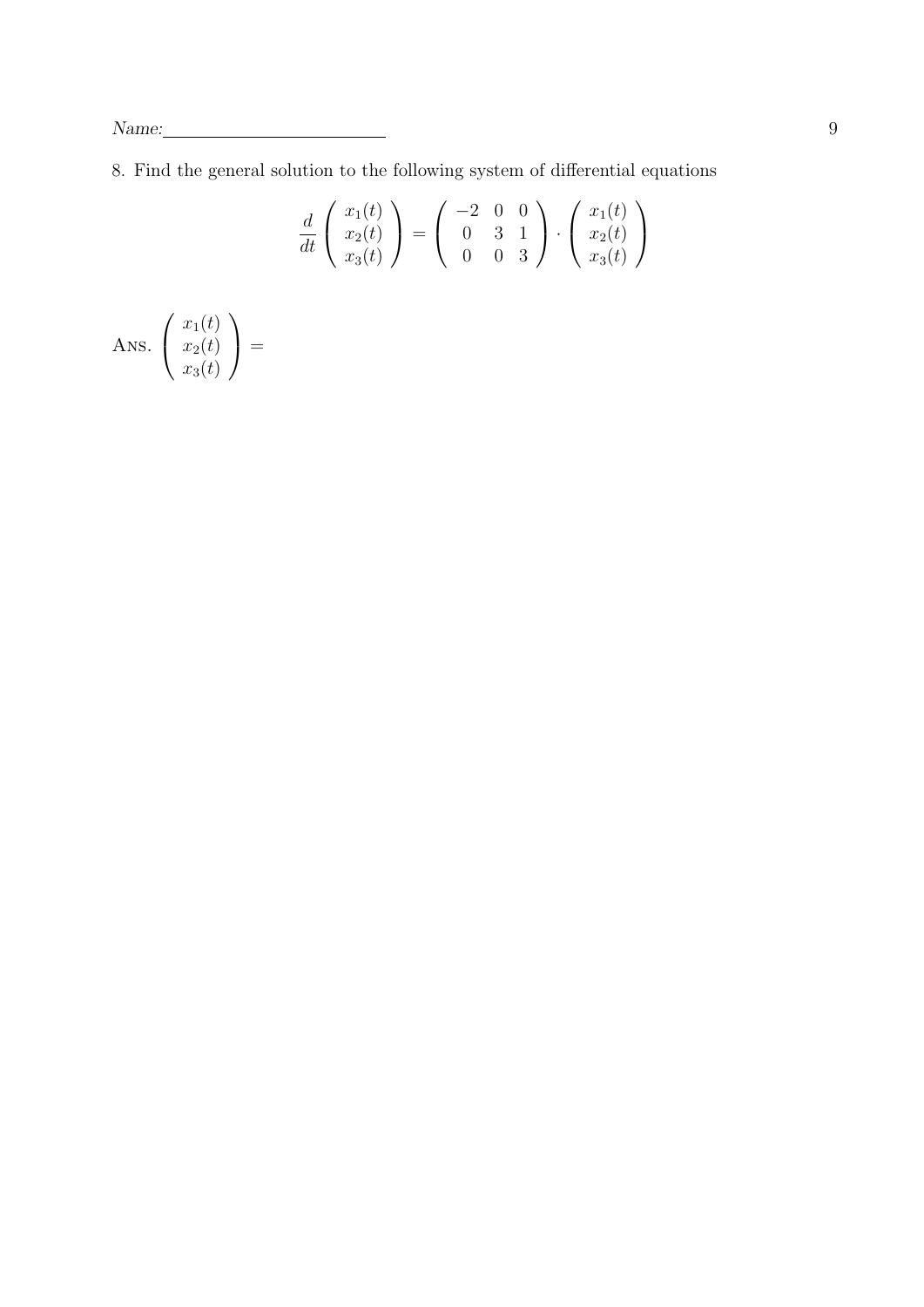Name:

8. Find the general solution to the following system of differential equations

$$\frac{d}{dt}\begin{pmatrix} x_1(t) \\ x_2(t) \\ x_3(t) \end{pmatrix} = \begin{pmatrix} -2 & 0 & 0 \\ 0 & 3 & 1 \\ 0 & 0 & 3 \end{pmatrix} \cdot \begin{pmatrix} x_1(t) \\ x_2(t) \\ x_3(t) \end{pmatrix}$$

Ans. $\begin{pmatrix} x_1(t) \\ x_2(t) \\ x_3(t) \end{pmatrix} =$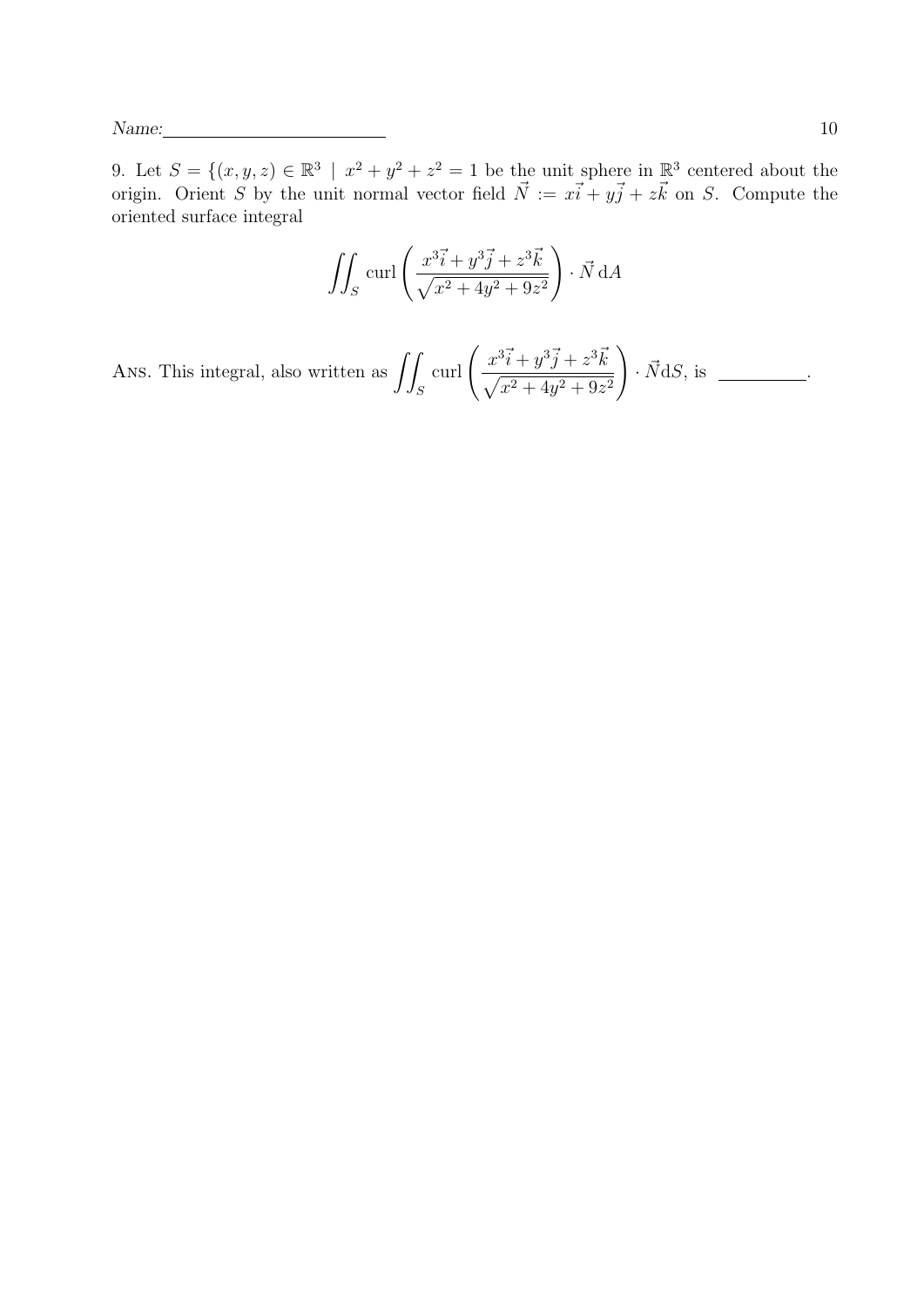Name: \_\_\_\_\_\_\_\_\_\_\_\_\_\_\_\_\_\_\_\_\_\_\_\_

9. Let $S = \{(x, y, z) \in \mathbb{R}^3 \mid x^2 + y^2 + z^2 = 1$ be the unit sphere in $\mathbb{R}^3$ centered about the origin. Orient $S$ by the unit normal vector field $\vec{N} := x\vec{i} + y\vec{j} + z\vec{k}$ on $S$. Compute the oriented surface integral

$$\iint_S \operatorname{curl}\left(\frac{x^3\vec{i} + y^3\vec{j} + z^3\vec{k}}{\sqrt{x^2 + 4y^2 + 9z^2}}\right) \cdot \vec{N}\,\mathrm{d}A$$

ANS. This integral, also written as $\displaystyle\iint_S \operatorname{curl}\left(\frac{x^3\vec{i} + y^3\vec{j} + z^3\vec{k}}{\sqrt{x^2 + 4y^2 + 9z^2}}\right) \cdot \vec{N}\mathrm{d}S$, is \_\_\_\_\_\_\_\_\_\_.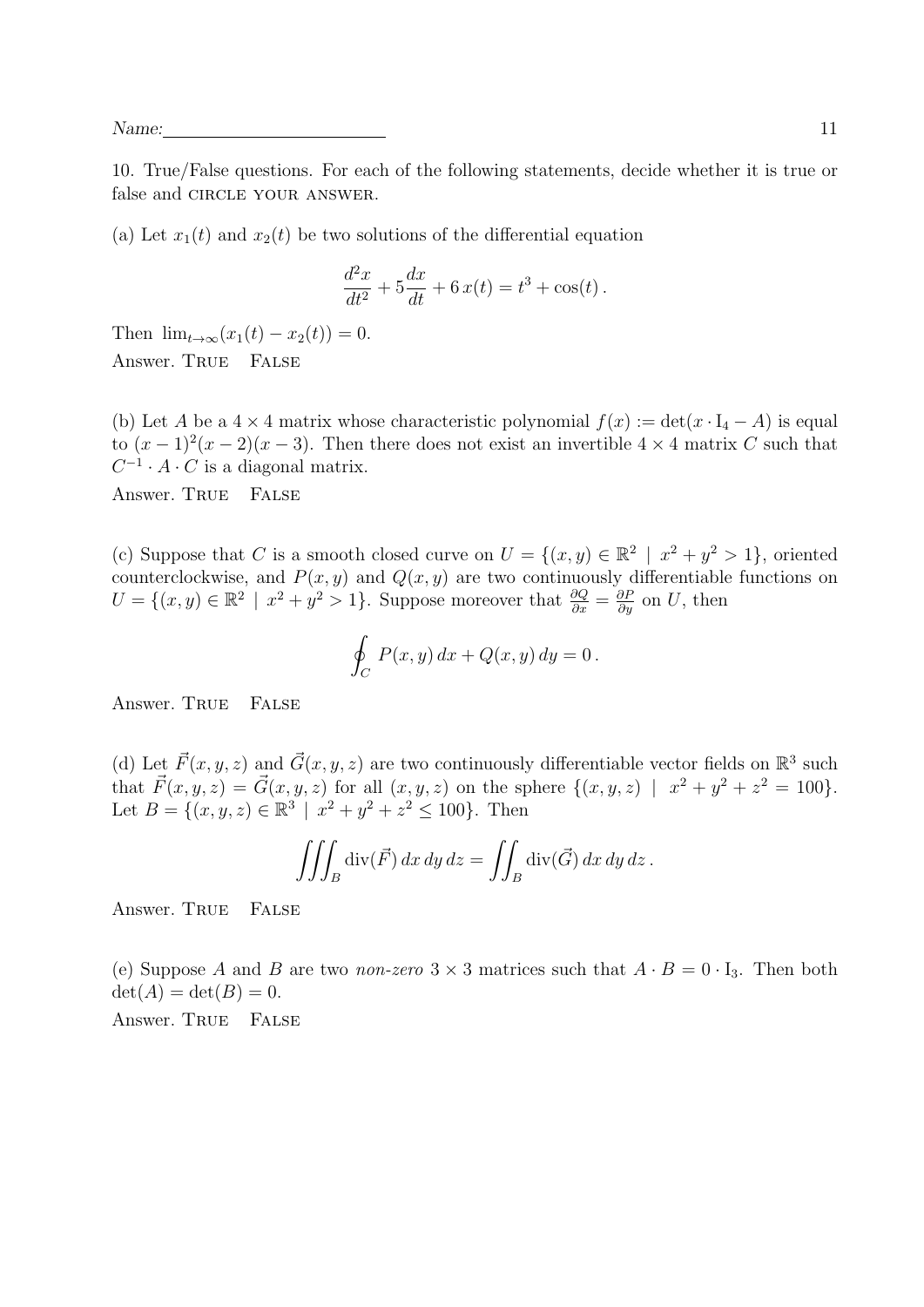10. True/False questions. For each of the following statements, decide whether it is true or false and CIRCLE YOUR ANSWER.

(a) Let $x_1(t)$ and $x_2(t)$ be two solutions of the differential equation

$$\frac{d^2x}{dt^2} + 5\frac{dx}{dt} + 6\,x(t) = t^3 + \cos(t)\,.$$

Then $\lim_{t\to\infty}(x_1(t) - x_2(t)) = 0$.

Answer. TRUE FALSE

(b) Let $A$ be a $4 \times 4$ matrix whose characteristic polynomial $f(x) := \det(x \cdot \mathrm{I}_4 - A)$ is equal to $(x-1)^2(x-2)(x-3)$. Then there does not exist an invertible $4 \times 4$ matrix $C$ such that $C^{-1} \cdot A \cdot C$ is a diagonal matrix.

Answer. TRUE FALSE

(c) Suppose that $C$ is a smooth closed curve on $U = \{(x,y) \in \mathbb{R}^2 \mid x^2 + y^2 > 1\}$, oriented counterclockwise, and $P(x,y)$ and $Q(x,y)$ are two continuously differentiable functions on $U = \{(x,y) \in \mathbb{R}^2 \mid x^2 + y^2 > 1\}$. Suppose moreover that $\frac{\partial Q}{\partial x} = \frac{\partial P}{\partial y}$ on $U$, then

$$\oint_C P(x,y)\,dx + Q(x,y)\,dy = 0\,.$$

Answer. TRUE FALSE

(d) Let $\vec{F}(x,y,z)$ and $\vec{G}(x,y,z)$ are two continuously differentiable vector fields on $\mathbb{R}^3$ such that $\vec{F}(x,y,z) = \vec{G}(x,y,z)$ for all $(x,y,z)$ on the sphere $\{(x,y,z) \mid x^2 + y^2 + z^2 = 100\}$. Let $B = \{(x,y,z) \in \mathbb{R}^3 \mid x^2 + y^2 + z^2 \le 100\}$. Then

$$\iiint_B \mathrm{div}(\vec{F})\,dx\,dy\,dz = \iint_B \mathrm{div}(\vec{G})\,dx\,dy\,dz\,.$$

Answer. TRUE FALSE

(e) Suppose $A$ and $B$ are two *non-zero* $3 \times 3$ matrices such that $A \cdot B = 0 \cdot \mathrm{I}_3$. Then both $\det(A) = \det(B) = 0$.

Answer. TRUE FALSE